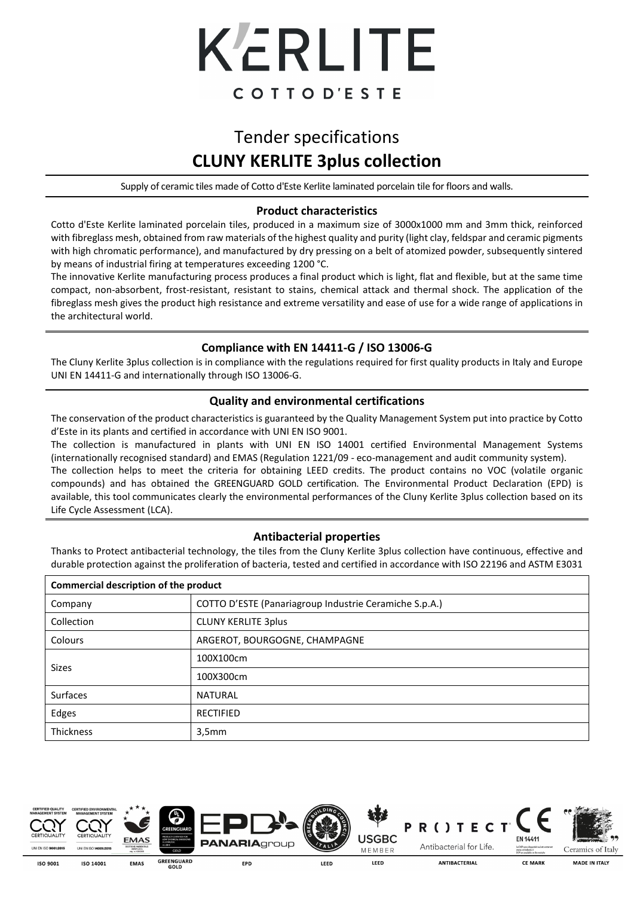# K'ERLITE

COTTO D'ESTE

## Tender specifications

## CLUNY KERLITE 3plus collection

Supply of ceramic tiles made of Cotto d'Este Kerlite laminated porcelain tile for floors and walls.

### Product characteristics

Cotto d'Este Kerlite laminated porcelain tiles, produced in a maximum size of 3000x1000 mm and 3mm thick, reinforced with fibreglass mesh, obtained from raw materials of the highest quality and purity (light clay, feldspar and ceramic pigments with high chromatic performance), and manufactured by dry pressing on a belt of atomized powder, subsequently sintered by means of industrial firing at temperatures exceeding 1200 °C.

The innovative Kerlite manufacturing process produces a final product which is light, flat and flexible, but at the same time compact, non-absorbent, frost-resistant, resistant to stains, chemical attack and thermal shock. The application of the fibreglass mesh gives the product high resistance and extreme versatility and ease of use for a wide range of applications in the architectural world.

### Compliance with EN 14411-G / ISO 13006-G

The Cluny Kerlite 3plus collection is in compliance with the regulations required for first quality products in Italy and Europe UNI EN 14411-G and internationally through ISO 13006-G.

### Quality and environmental certifications

The conservation of the product characteristics is guaranteed by the Quality Management System put into practice by Cotto d'Este in its plants and certified in accordance with UNI EN ISO 9001.

The collection is manufactured in plants with UNI EN ISO 14001 certified Environmental Management Systems (internationally recognised standard) and EMAS (Regulation 1221/09 - eco-management and audit community system).

The collection helps to meet the criteria for obtaining LEED credits. The product contains no VOC (volatile organic compounds) and has obtained the GREENGUARD GOLD certification. The Environmental Product Declaration (EPD) is available, this tool communicates clearly the environmental performances of the Cluny Kerlite 3plus collection based on its Life Cycle Assessment (LCA).

### Antibacterial properties

Thanks to Protect antibacterial technology, the tiles from the Cluny Kerlite 3plus collection have continuous, effective and durable protection against the proliferation of bacteria, tested and certified in accordance with ISO 22196 and ASTM E3031

| Commercial description of the product | |
|---|---|
| Company | COTTO D'ESTE (Panariagroup Industrie Ceramiche S.p.A.) |
| Collection | CLUNY KERLITE 3plus |
| Colours | ARGEROT, BOURGOGNE, CHAMPAGNE |
| Sizes | 100X100cm |
| | 100X300cm |
| Surfaces | NATURAL |
| Edges | RECTIFIED |
| Thickness | 3,5mm |

ISO 9001 | ISO 14001 | EMAS | GREENGUARD GOLD | EPD | LEED | LEED | ANTIBACTERIAL | CE MARK | MADE IN ITALY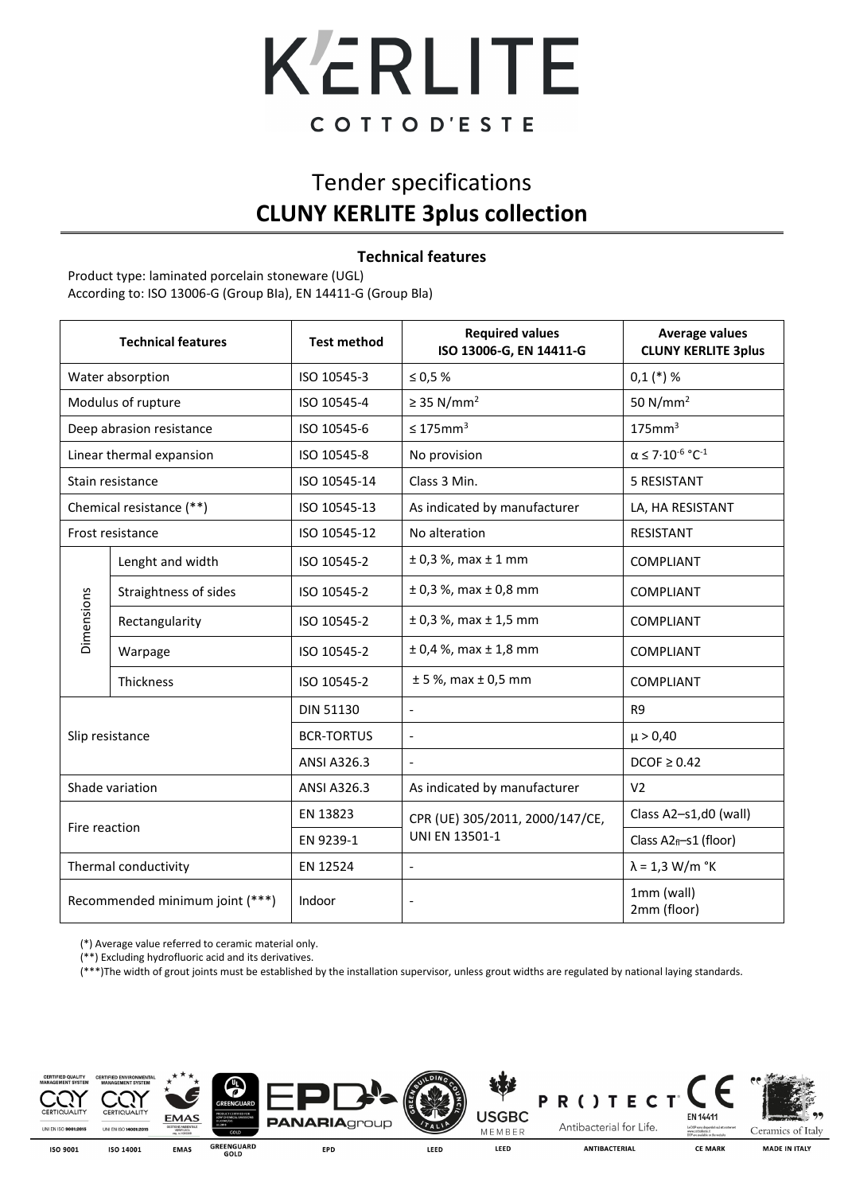# K'ERLITE

COTTO D'ESTE

## Tender specifications

## **CLUNY KERLITE 3plus collection**

### **Technical features**

Product type: laminated porcelain stoneware (UGL)
According to: ISO 13006-G (Group BIa), EN 14411-G (Group Bla)

| Technical features | | Test method | Required values ISO 13006-G, EN 14411-G | Average values CLUNY KERLITE 3plus |
|---|---|---|---|---|
| Water absorption | | ISO 10545-3 | ≤ 0,5 % | 0,1 (*) % |
| Modulus of rupture | | ISO 10545-4 | ≥ 35 $N/mm^2$ | 50 $N/mm^2$ |
| Deep abrasion resistance | | ISO 10545-6 | ≤ 175$mm^3$ | 175$mm^3$ |
| Linear thermal expansion | | ISO 10545-8 | No provision | $\alpha \leq 7 \cdot 10^{-6}$ $°C^{-1}$ |
| Stain resistance | | ISO 10545-14 | Class 3 Min. | 5 RESISTANT |
| Chemical resistance (**) | | ISO 10545-13 | As indicated by manufacturer | LA, HA RESISTANT |
| Frost resistance | | ISO 10545-12 | No alteration | RESISTANT |
| Dimensions | Lenght and width | ISO 10545-2 | ± 0,3 %, max ± 1 mm | COMPLIANT |
| | Straightness of sides | ISO 10545-2 | ± 0,3 %, max ± 0,8 mm | COMPLIANT |
| | Rectangularity | ISO 10545-2 | ± 0,3 %, max ± 1,5 mm | COMPLIANT |
| | Warpage | ISO 10545-2 | ± 0,4 %, max ± 1,8 mm | COMPLIANT |
| | Thickness | ISO 10545-2 | ± 5 %, max ± 0,5 mm | COMPLIANT |
| Slip resistance | | DIN 51130 | - | R9 |
| | | BCR-TORTUS | - | μ > 0,40 |
| | | ANSI A326.3 | - | DCOF ≥ 0.42 |
| Shade variation | | ANSI A326.3 | As indicated by manufacturer | V2 |
| Fire reaction | | EN 13823 | CPR (UE) 305/2011, 2000/147/CE, UNI EN 13501-1 | Class A2–s1,d0 (wall) |
| | | EN 9239-1 | | Class $A2_{fl}$–s1 (floor) |
| Thermal conductivity | | EN 12524 | - | λ = 1,3 W/m °K |
| Recommended minimum joint (***) | | Indoor | - | 1mm (wall) 2mm (floor) |

(*) Average value referred to ceramic material only.
(**) Excluding hydrofluoric acid and its derivatives.
(***)The width of grout joints must be established by the installation supervisor, unless grout widths are regulated by national laying standards.

ISO 9001 | ISO 14001 | EMAS | GREENGUARD GOLD | EPD | LEED | LEED | ANTIBACTERIAL | CE MARK | MADE IN ITALY